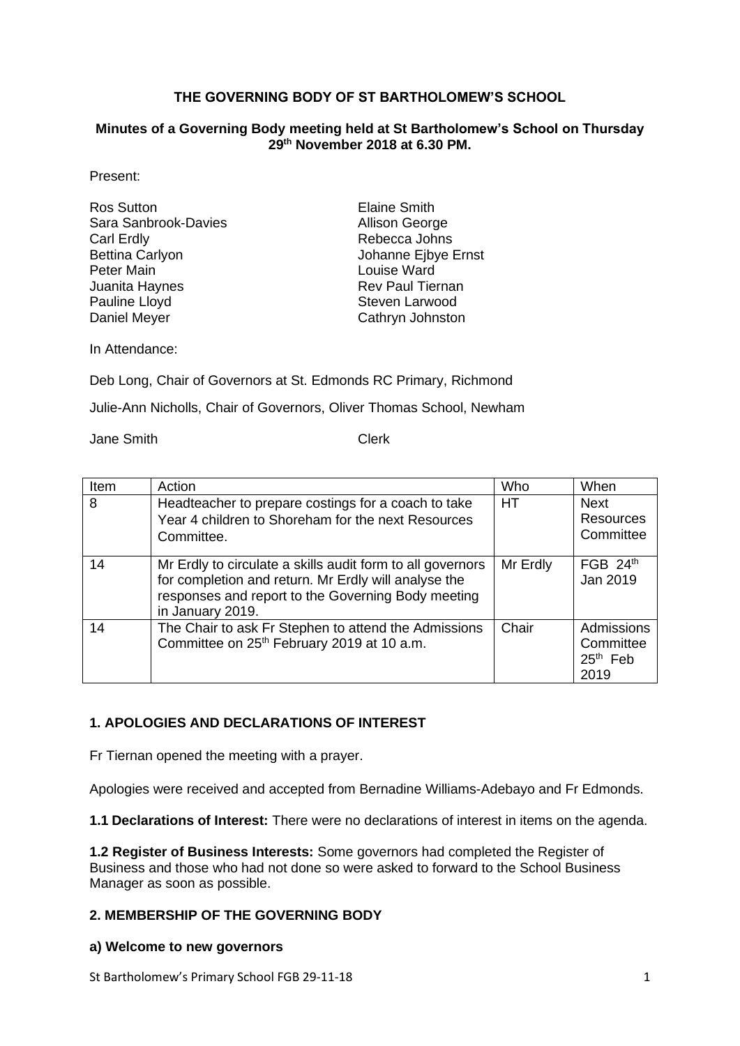**THE GOVERNING BODY OF ST BARTHOLOMEW'S SCHOOL**

**Minutes of a Governing Body meeting held at St Bartholomew's School on Thursday 29th November 2018 at 6.30 PM.**

Present:

Ros Sutton
Sara Sanbrook-Davies
Carl Erdly
Bettina Carlyon
Peter Main
Juanita Haynes
Pauline Lloyd
Daniel Meyer
Elaine Smith
Allison George
Rebecca Johns
Johanne Ejbye Ernst
Louise Ward
Rev Paul Tiernan
Steven Larwood
Cathryn Johnston

In Attendance:

Deb Long, Chair of Governors at St. Edmonds RC Primary, Richmond

Julie-Ann Nicholls, Chair of Governors, Oliver Thomas School, Newham

Jane Smith Clerk

| Item | Action | Who | When |
|---|---|---|---|
| 8 | Headteacher to prepare costings for a coach to take Year 4 children to Shoreham for the next Resources Committee. | HT | Next Resources Committee |
| 14 | Mr Erdly to circulate a skills audit form to all governors for completion and return. Mr Erdly will analyse the responses and report to the Governing Body meeting in January 2019. | Mr Erdly | FGB 24th Jan 2019 |
| 14 | The Chair to ask Fr Stephen to attend the Admissions Committee on 25th February 2019 at 10 a.m. | Chair | Admissions Committee 25th Feb 2019 |

## 1. APOLOGIES AND DECLARATIONS OF INTEREST

Fr Tiernan opened the meeting with a prayer.

Apologies were received and accepted from Bernadine Williams-Adebayo and Fr Edmonds.

**1.1 Declarations of Interest:** There were no declarations of interest in items on the agenda.

**1.2 Register of Business Interests:** Some governors had completed the Register of Business and those who had not done so were asked to forward to the School Business Manager as soon as possible.

## 2. MEMBERSHIP OF THE GOVERNING BODY

### a) Welcome to new governors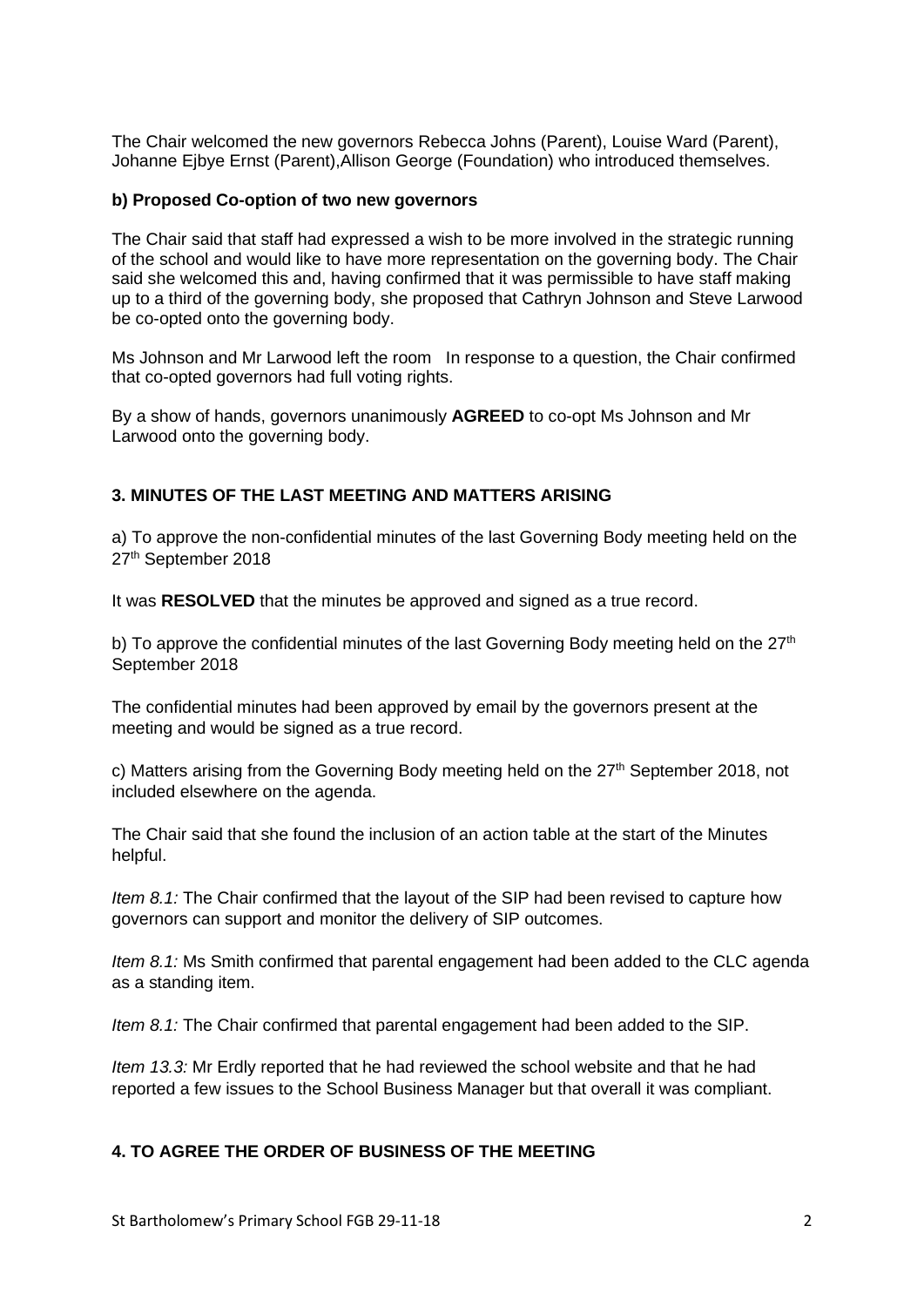The Chair welcomed the new governors Rebecca Johns (Parent), Louise Ward (Parent), Johanne Ejbye Ernst (Parent),Allison George (Foundation) who introduced themselves.

**b) Proposed Co-option of two new governors**

The Chair said that staff had expressed a wish to be more involved in the strategic running of the school and would like to have more representation on the governing body. The Chair said she welcomed this and, having confirmed that it was permissible to have staff making up to a third of the governing body, she proposed that Cathryn Johnson and Steve Larwood be co-opted onto the governing body.

Ms Johnson and Mr Larwood left the room In response to a question, the Chair confirmed that co-opted governors had full voting rights.

By a show of hands, governors unanimously **AGREED** to co-opt Ms Johnson and Mr Larwood onto the governing body.

**3. MINUTES OF THE LAST MEETING AND MATTERS ARISING**

a) To approve the non-confidential minutes of the last Governing Body meeting held on the 27th September 2018

It was **RESOLVED** that the minutes be approved and signed as a true record.

b) To approve the confidential minutes of the last Governing Body meeting held on the 27th September 2018

The confidential minutes had been approved by email by the governors present at the meeting and would be signed as a true record.

c) Matters arising from the Governing Body meeting held on the 27th September 2018, not included elsewhere on the agenda.

The Chair said that she found the inclusion of an action table at the start of the Minutes helpful.

*Item 8.1:* The Chair confirmed that the layout of the SIP had been revised to capture how governors can support and monitor the delivery of SIP outcomes.

*Item 8.1:* Ms Smith confirmed that parental engagement had been added to the CLC agenda as a standing item.

*Item 8.1:* The Chair confirmed that parental engagement had been added to the SIP.

*Item 13.3:* Mr Erdly reported that he had reviewed the school website and that he had reported a few issues to the School Business Manager but that overall it was compliant.

**4. TO AGREE THE ORDER OF BUSINESS OF THE MEETING**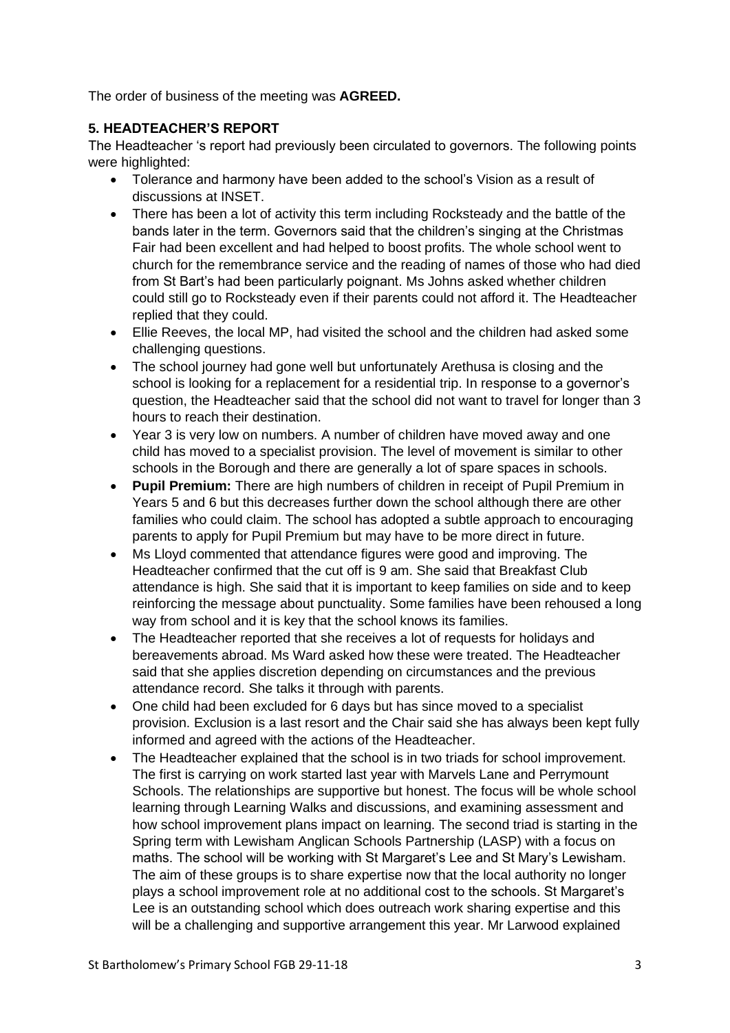The order of business of the meeting was **AGREED.**

### 5. HEADTEACHER'S REPORT

The Headteacher 's report had previously been circulated to governors. The following points were highlighted:

- Tolerance and harmony have been added to the school's Vision as a result of discussions at INSET.
- There has been a lot of activity this term including Rocksteady and the battle of the bands later in the term. Governors said that the children's singing at the Christmas Fair had been excellent and had helped to boost profits. The whole school went to church for the remembrance service and the reading of names of those who had died from St Bart's had been particularly poignant. Ms Johns asked whether children could still go to Rocksteady even if their parents could not afford it. The Headteacher replied that they could.
- Ellie Reeves, the local MP, had visited the school and the children had asked some challenging questions.
- The school journey had gone well but unfortunately Arethusa is closing and the school is looking for a replacement for a residential trip. In response to a governor's question, the Headteacher said that the school did not want to travel for longer than 3 hours to reach their destination.
- Year 3 is very low on numbers. A number of children have moved away and one child has moved to a specialist provision. The level of movement is similar to other schools in the Borough and there are generally a lot of spare spaces in schools.
- **Pupil Premium:** There are high numbers of children in receipt of Pupil Premium in Years 5 and 6 but this decreases further down the school although there are other families who could claim. The school has adopted a subtle approach to encouraging parents to apply for Pupil Premium but may have to be more direct in future.
- Ms Lloyd commented that attendance figures were good and improving. The Headteacher confirmed that the cut off is 9 am. She said that Breakfast Club attendance is high. She said that it is important to keep families on side and to keep reinforcing the message about punctuality. Some families have been rehoused a long way from school and it is key that the school knows its families.
- The Headteacher reported that she receives a lot of requests for holidays and bereavements abroad. Ms Ward asked how these were treated. The Headteacher said that she applies discretion depending on circumstances and the previous attendance record. She talks it through with parents.
- One child had been excluded for 6 days but has since moved to a specialist provision. Exclusion is a last resort and the Chair said she has always been kept fully informed and agreed with the actions of the Headteacher.
- The Headteacher explained that the school is in two triads for school improvement. The first is carrying on work started last year with Marvels Lane and Perrymount Schools. The relationships are supportive but honest. The focus will be whole school learning through Learning Walks and discussions, and examining assessment and how school improvement plans impact on learning. The second triad is starting in the Spring term with Lewisham Anglican Schools Partnership (LASP) with a focus on maths. The school will be working with St Margaret's Lee and St Mary's Lewisham. The aim of these groups is to share expertise now that the local authority no longer plays a school improvement role at no additional cost to the schools. St Margaret's Lee is an outstanding school which does outreach work sharing expertise and this will be a challenging and supportive arrangement this year. Mr Larwood explained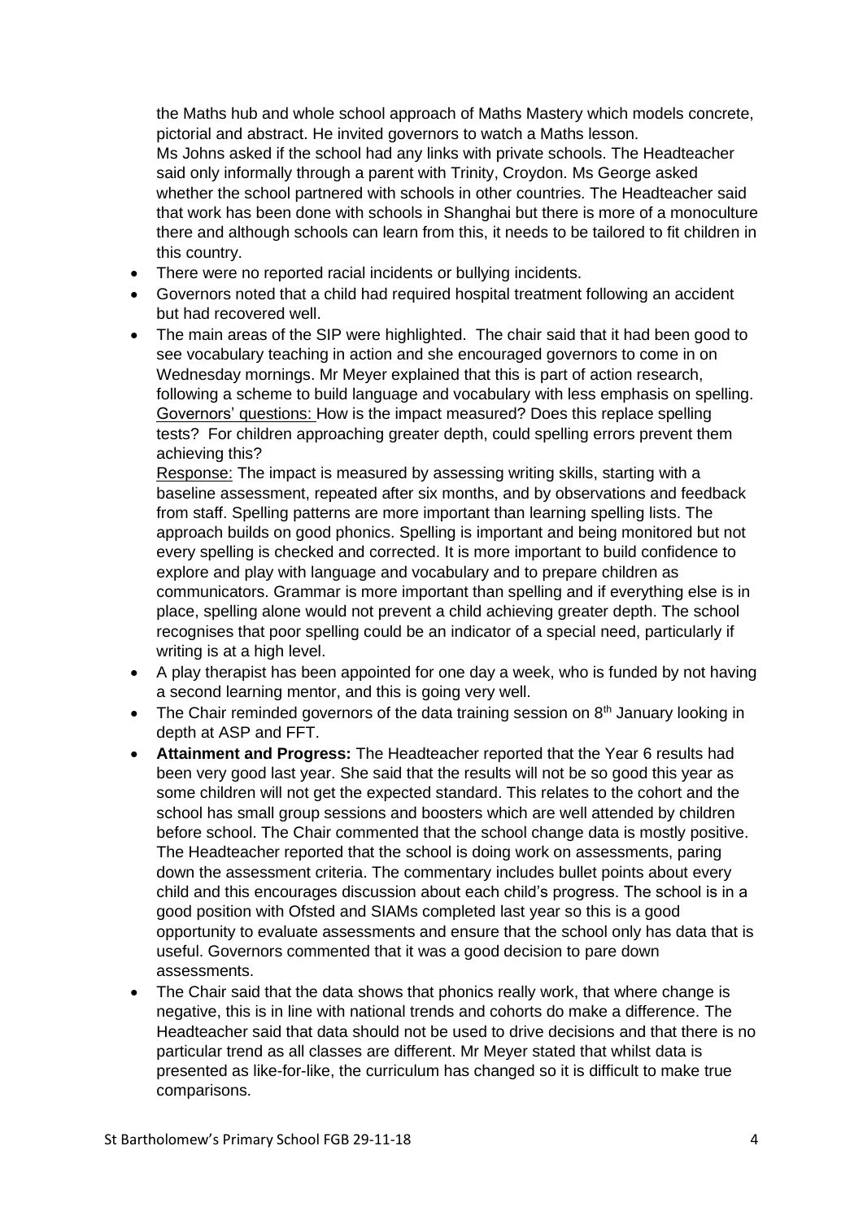the Maths hub and whole school approach of Maths Mastery which models concrete, pictorial and abstract. He invited governors to watch a Maths lesson.
Ms Johns asked if the school had any links with private schools. The Headteacher said only informally through a parent with Trinity, Croydon. Ms George asked whether the school partnered with schools in other countries. The Headteacher said that work has been done with schools in Shanghai but there is more of a monoculture there and although schools can learn from this, it needs to be tailored to fit children in this country.

- There were no reported racial incidents or bullying incidents.
- Governors noted that a child had required hospital treatment following an accident but had recovered well.
- The main areas of the SIP were highlighted. The chair said that it had been good to see vocabulary teaching in action and she encouraged governors to come in on Wednesday mornings. Mr Meyer explained that this is part of action research, following a scheme to build language and vocabulary with less emphasis on spelling.
  <u>Governors' questions:</u> How is the impact measured? Does this replace spelling tests? For children approaching greater depth, could spelling errors prevent them achieving this?
  <u>Response:</u> The impact is measured by assessing writing skills, starting with a baseline assessment, repeated after six months, and by observations and feedback from staff. Spelling patterns are more important than learning spelling lists. The approach builds on good phonics. Spelling is important and being monitored but not every spelling is checked and corrected. It is more important to build confidence to explore and play with language and vocabulary and to prepare children as communicators. Grammar is more important than spelling and if everything else is in place, spelling alone would not prevent a child achieving greater depth. The school recognises that poor spelling could be an indicator of a special need, particularly if writing is at a high level.
- A play therapist has been appointed for one day a week, who is funded by not having a second learning mentor, and this is going very well.
- The Chair reminded governors of the data training session on 8th January looking in depth at ASP and FFT.
- **Attainment and Progress:** The Headteacher reported that the Year 6 results had been very good last year. She said that the results will not be so good this year as some children will not get the expected standard. This relates to the cohort and the school has small group sessions and boosters which are well attended by children before school. The Chair commented that the school change data is mostly positive. The Headteacher reported that the school is doing work on assessments, paring down the assessment criteria. The commentary includes bullet points about every child and this encourages discussion about each child's progress. The school is in a good position with Ofsted and SIAMs completed last year so this is a good opportunity to evaluate assessments and ensure that the school only has data that is useful. Governors commented that it was a good decision to pare down assessments.
- The Chair said that the data shows that phonics really work, that where change is negative, this is in line with national trends and cohorts do make a difference. The Headteacher said that data should not be used to drive decisions and that there is no particular trend as all classes are different. Mr Meyer stated that whilst data is presented as like-for-like, the curriculum has changed so it is difficult to make true comparisons.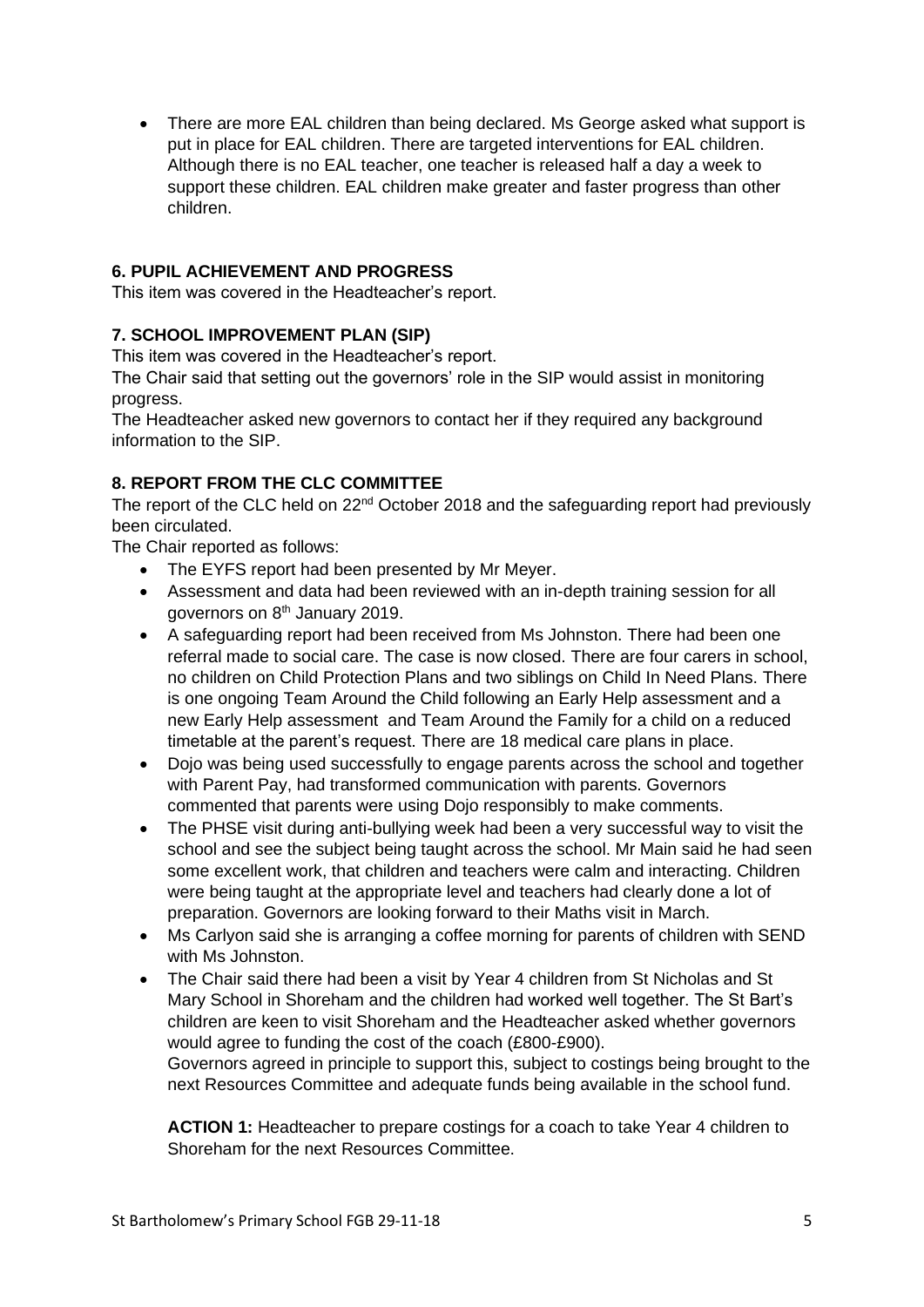- There are more EAL children than being declared. Ms George asked what support is put in place for EAL children. There are targeted interventions for EAL children. Although there is no EAL teacher, one teacher is released half a day a week to support these children. EAL children make greater and faster progress than other children.

**6. PUPIL ACHIEVEMENT AND PROGRESS**

This item was covered in the Headteacher's report.

**7. SCHOOL IMPROVEMENT PLAN (SIP)**

This item was covered in the Headteacher's report.

The Chair said that setting out the governors' role in the SIP would assist in monitoring progress.

The Headteacher asked new governors to contact her if they required any background information to the SIP.

**8. REPORT FROM THE CLC COMMITTEE**

The report of the CLC held on 22nd October 2018 and the safeguarding report had previously been circulated.

The Chair reported as follows:

- The EYFS report had been presented by Mr Meyer.
- Assessment and data had been reviewed with an in-depth training session for all governors on 8th January 2019.
- A safeguarding report had been received from Ms Johnston. There had been one referral made to social care. The case is now closed. There are four carers in school, no children on Child Protection Plans and two siblings on Child In Need Plans. There is one ongoing Team Around the Child following an Early Help assessment and a new Early Help assessment and Team Around the Family for a child on a reduced timetable at the parent's request. There are 18 medical care plans in place.
- Dojo was being used successfully to engage parents across the school and together with Parent Pay, had transformed communication with parents. Governors commented that parents were using Dojo responsibly to make comments.
- The PHSE visit during anti-bullying week had been a very successful way to visit the school and see the subject being taught across the school. Mr Main said he had seen some excellent work, that children and teachers were calm and interacting. Children were being taught at the appropriate level and teachers had clearly done a lot of preparation. Governors are looking forward to their Maths visit in March.
- Ms Carlyon said she is arranging a coffee morning for parents of children with SEND with Ms Johnston.
- The Chair said there had been a visit by Year 4 children from St Nicholas and St Mary School in Shoreham and the children had worked well together. The St Bart's children are keen to visit Shoreham and the Headteacher asked whether governors would agree to funding the cost of the coach (£800-£900).

  Governors agreed in principle to support this, subject to costings being brought to the next Resources Committee and adequate funds being available in the school fund.

  **ACTION 1:** Headteacher to prepare costings for a coach to take Year 4 children to Shoreham for the next Resources Committee.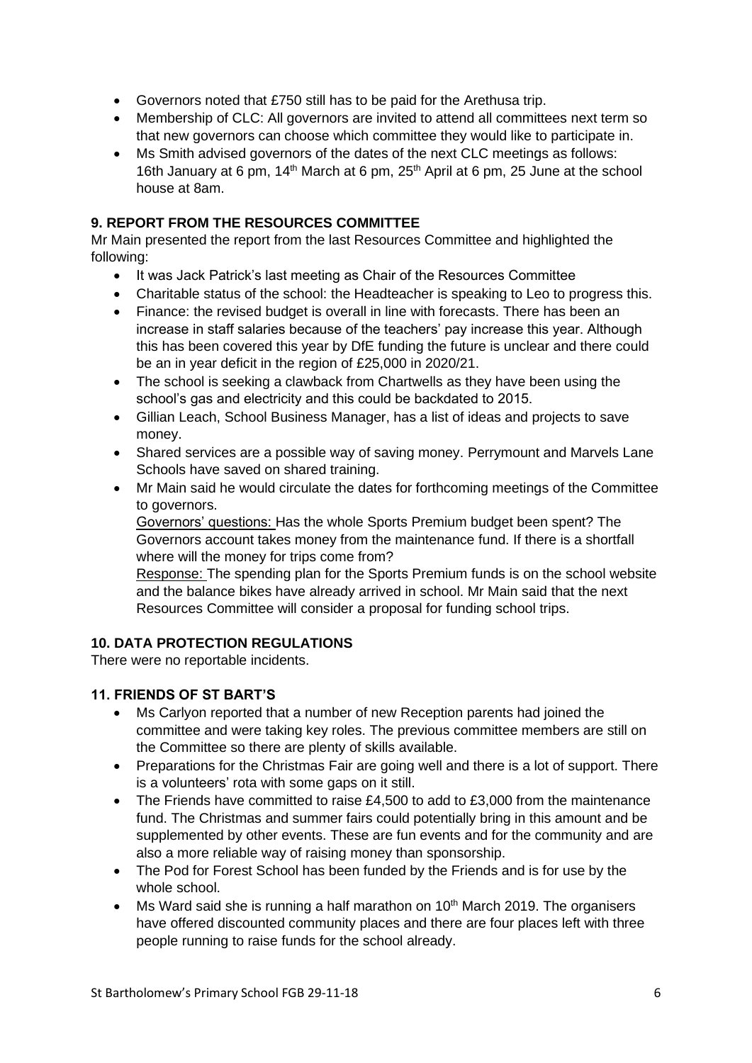- Governors noted that £750 still has to be paid for the Arethusa trip.
- Membership of CLC: All governors are invited to attend all committees next term so that new governors can choose which committee they would like to participate in.
- Ms Smith advised governors of the dates of the next CLC meetings as follows: 16th January at 6 pm, 14th March at 6 pm, 25th April at 6 pm, 25 June at the school house at 8am.

### 9. REPORT FROM THE RESOURCES COMMITTEE

Mr Main presented the report from the last Resources Committee and highlighted the following:

- It was Jack Patrick's last meeting as Chair of the Resources Committee
- Charitable status of the school: the Headteacher is speaking to Leo to progress this.
- Finance: the revised budget is overall in line with forecasts. There has been an increase in staff salaries because of the teachers' pay increase this year. Although this has been covered this year by DfE funding the future is unclear and there could be an in year deficit in the region of £25,000 in 2020/21.
- The school is seeking a clawback from Chartwells as they have been using the school's gas and electricity and this could be backdated to 2015.
- Gillian Leach, School Business Manager, has a list of ideas and projects to save money.
- Shared services are a possible way of saving money. Perrymount and Marvels Lane Schools have saved on shared training.
- Mr Main said he would circulate the dates for forthcoming meetings of the Committee to governors.

  Governors' questions: Has the whole Sports Premium budget been spent? The Governors account takes money from the maintenance fund. If there is a shortfall where will the money for trips come from?

  Response: The spending plan for the Sports Premium funds is on the school website and the balance bikes have already arrived in school. Mr Main said that the next Resources Committee will consider a proposal for funding school trips.

### 10. DATA PROTECTION REGULATIONS

There were no reportable incidents.

### 11. FRIENDS OF ST BART'S

- Ms Carlyon reported that a number of new Reception parents had joined the committee and were taking key roles. The previous committee members are still on the Committee so there are plenty of skills available.
- Preparations for the Christmas Fair are going well and there is a lot of support. There is a volunteers' rota with some gaps on it still.
- The Friends have committed to raise £4,500 to add to £3,000 from the maintenance fund. The Christmas and summer fairs could potentially bring in this amount and be supplemented by other events. These are fun events and for the community and are also a more reliable way of raising money than sponsorship.
- The Pod for Forest School has been funded by the Friends and is for use by the whole school.
- Ms Ward said she is running a half marathon on 10th March 2019. The organisers have offered discounted community places and there are four places left with three people running to raise funds for the school already.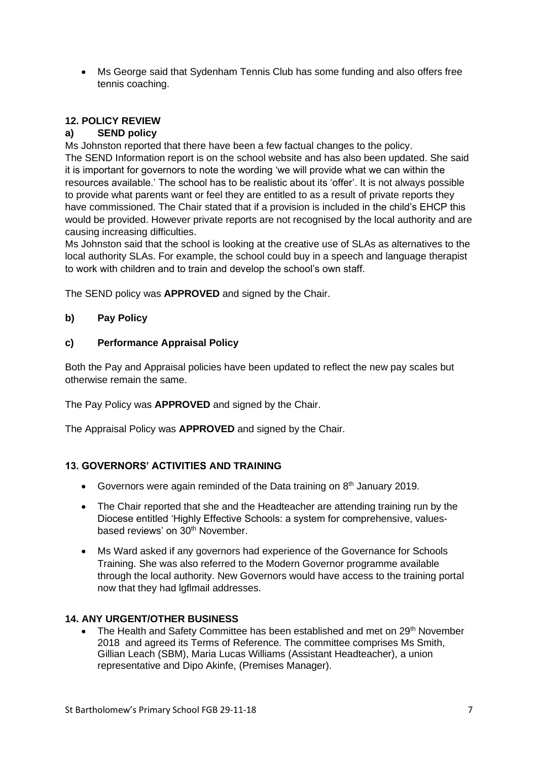- Ms George said that Sydenham Tennis Club has some funding and also offers free tennis coaching.

**12. POLICY REVIEW**

**a) SEND policy**

Ms Johnston reported that there have been a few factual changes to the policy.
The SEND Information report is on the school website and has also been updated. She said it is important for governors to note the wording 'we will provide what we can within the resources available.' The school has to be realistic about its 'offer'. It is not always possible to provide what parents want or feel they are entitled to as a result of private reports they have commissioned. The Chair stated that if a provision is included in the child's EHCP this would be provided. However private reports are not recognised by the local authority and are causing increasing difficulties.
Ms Johnston said that the school is looking at the creative use of SLAs as alternatives to the local authority SLAs. For example, the school could buy in a speech and language therapist to work with children and to train and develop the school's own staff.

The SEND policy was **APPROVED** and signed by the Chair.

**b) Pay Policy**

**c) Performance Appraisal Policy**

Both the Pay and Appraisal policies have been updated to reflect the new pay scales but otherwise remain the same.

The Pay Policy was **APPROVED** and signed by the Chair.

The Appraisal Policy was **APPROVED** and signed by the Chair.

**13. GOVERNORS' ACTIVITIES AND TRAINING**

- Governors were again reminded of the Data training on 8th January 2019.
- The Chair reported that she and the Headteacher are attending training run by the Diocese entitled 'Highly Effective Schools: a system for comprehensive, values-based reviews' on 30th November.
- Ms Ward asked if any governors had experience of the Governance for Schools Training. She was also referred to the Modern Governor programme available through the local authority. New Governors would have access to the training portal now that they had lgflmail addresses.

**14. ANY URGENT/OTHER BUSINESS**

- The Health and Safety Committee has been established and met on 29th November 2018 and agreed its Terms of Reference. The committee comprises Ms Smith, Gillian Leach (SBM), Maria Lucas Williams (Assistant Headteacher), a union representative and Dipo Akinfe, (Premises Manager).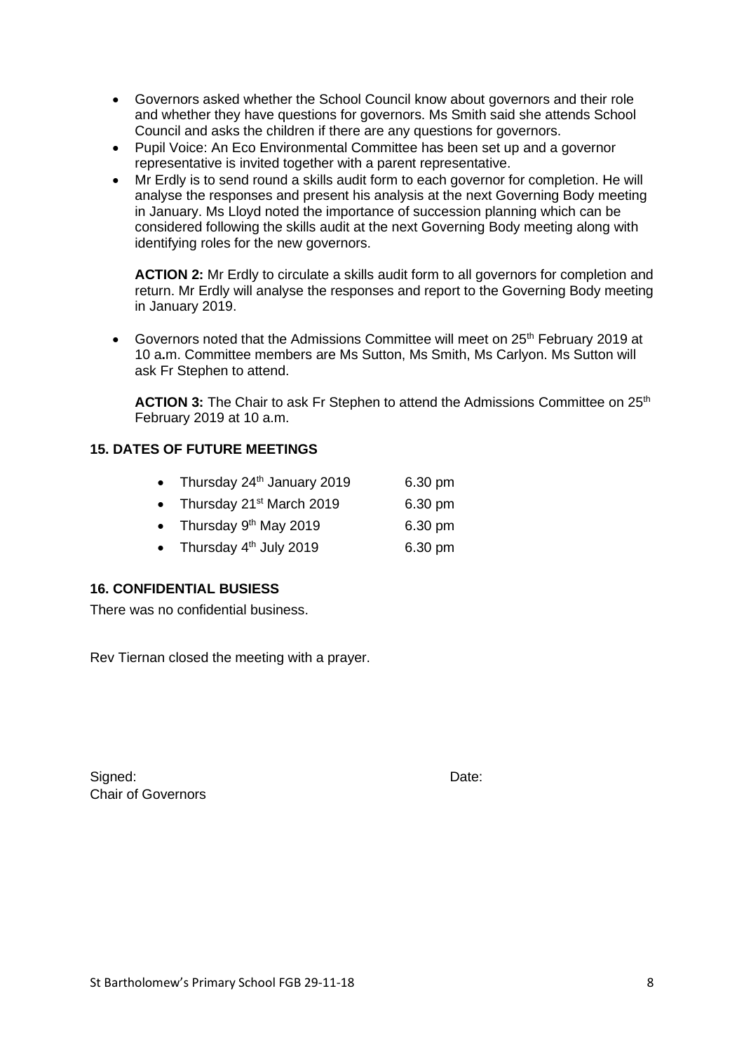- Governors asked whether the School Council know about governors and their role and whether they have questions for governors. Ms Smith said she attends School Council and asks the children if there are any questions for governors.
- Pupil Voice: An Eco Environmental Committee has been set up and a governor representative is invited together with a parent representative.
- Mr Erdly is to send round a skills audit form to each governor for completion. He will analyse the responses and present his analysis at the next Governing Body meeting in January. Ms Lloyd noted the importance of succession planning which can be considered following the skills audit at the next Governing Body meeting along with identifying roles for the new governors.

  **ACTION 2:** Mr Erdly to circulate a skills audit form to all governors for completion and return. Mr Erdly will analyse the responses and report to the Governing Body meeting in January 2019.

- Governors noted that the Admissions Committee will meet on 25th February 2019 at 10 a.m. Committee members are Ms Sutton, Ms Smith, Ms Carlyon. Ms Sutton will ask Fr Stephen to attend.

  **ACTION 3:** The Chair to ask Fr Stephen to attend the Admissions Committee on 25th February 2019 at 10 a.m.

**15. DATES OF FUTURE MEETINGS**

- Thursday 24th January 2019 6.30 pm
- Thursday 21st March 2019 6.30 pm
- Thursday 9th May 2019 6.30 pm
- Thursday 4th July 2019 6.30 pm

**16. CONFIDENTIAL BUSIESS**

There was no confidential business.

Rev Tiernan closed the meeting with a prayer.

Signed: Date:

Chair of Governors